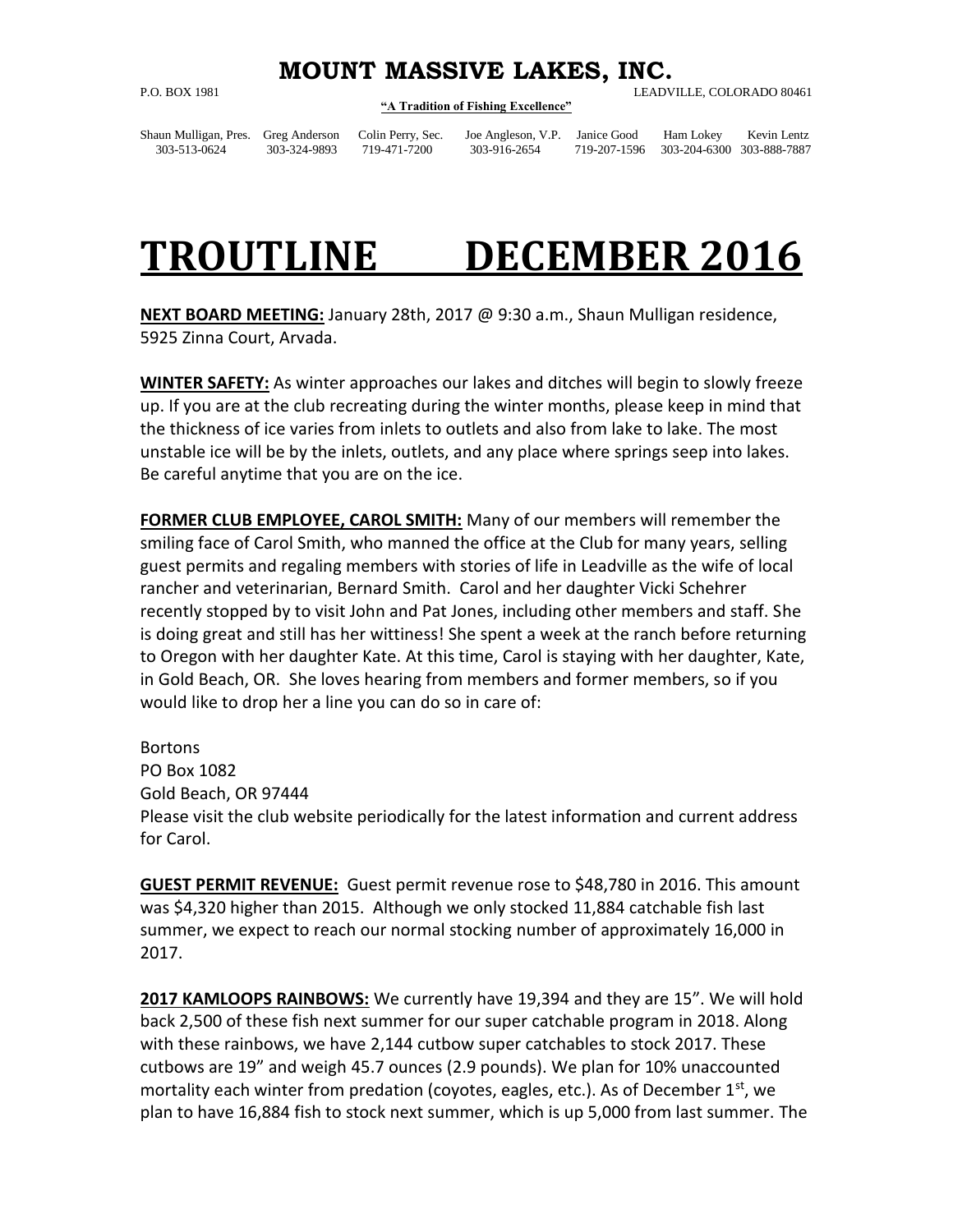# MOUNT MASSIVE LAKES, INC.

P.O. BOX 1981 LEADVILLE, COLORADO 80461

**"A Tradition of Fishing Excellence"**

| Shaun Mulligan, Pres. | Greg Anderson | Colin Perry, Sec. | Joe Angleson, V.P. | Janice Good | Ham Lokey | Kevin Lentz |
|---|---|---|---|---|---|---|
| 303-513-0624 | 303-324-9893 | 719-471-7200 | 303-916-2654 | 719-207-1596 | 303-204-6300 | 303-888-7887 |

# TROUTLINE DECEMBER 2016

**NEXT BOARD MEETING:** January 28th, 2017 @ 9:30 a.m., Shaun Mulligan residence, 5925 Zinna Court, Arvada.

**WINTER SAFETY:** As winter approaches our lakes and ditches will begin to slowly freeze up. If you are at the club recreating during the winter months, please keep in mind that the thickness of ice varies from inlets to outlets and also from lake to lake. The most unstable ice will be by the inlets, outlets, and any place where springs seep into lakes. Be careful anytime that you are on the ice.

**FORMER CLUB EMPLOYEE, CAROL SMITH:** Many of our members will remember the smiling face of Carol Smith, who manned the office at the Club for many years, selling guest permits and regaling members with stories of life in Leadville as the wife of local rancher and veterinarian, Bernard Smith. Carol and her daughter Vicki Schehrer recently stopped by to visit John and Pat Jones, including other members and staff. She is doing great and still has her wittiness! She spent a week at the ranch before returning to Oregon with her daughter Kate. At this time, Carol is staying with her daughter, Kate, in Gold Beach, OR. She loves hearing from members and former members, so if you would like to drop her a line you can do so in care of:

Bortons
PO Box 1082
Gold Beach, OR 97444
Please visit the club website periodically for the latest information and current address for Carol.

**GUEST PERMIT REVENUE:** Guest permit revenue rose to $48,780 in 2016. This amount was $4,320 higher than 2015. Although we only stocked 11,884 catchable fish last summer, we expect to reach our normal stocking number of approximately 16,000 in 2017.

**2017 KAMLOOPS RAINBOWS:** We currently have 19,394 and they are 15". We will hold back 2,500 of these fish next summer for our super catchable program in 2018. Along with these rainbows, we have 2,144 cutbow super catchables to stock 2017. These cutbows are 19" and weigh 45.7 ounces (2.9 pounds). We plan for 10% unaccounted mortality each winter from predation (coyotes, eagles, etc.). As of December 1st, we plan to have 16,884 fish to stock next summer, which is up 5,000 from last summer. The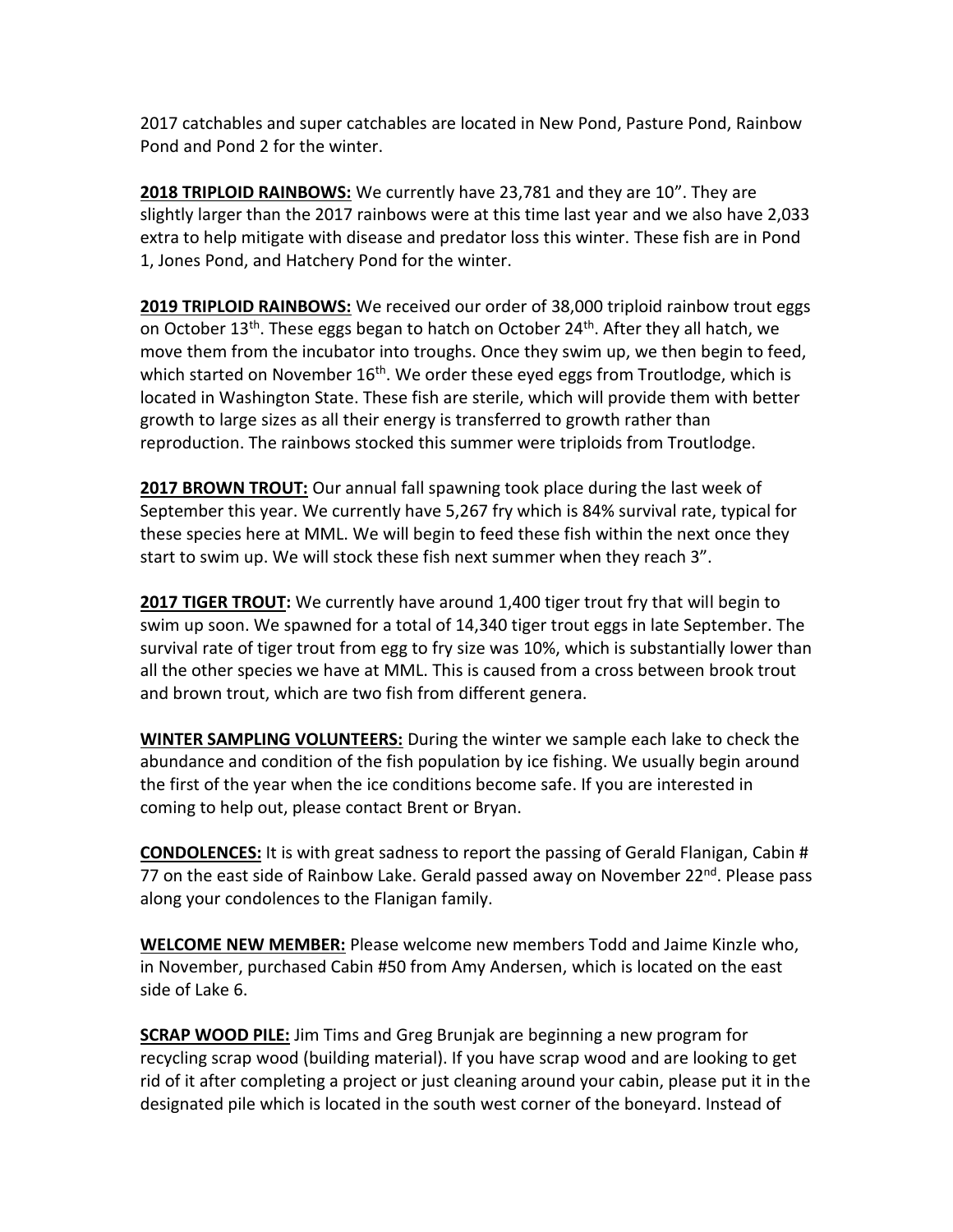2017 catchables and super catchables are located in New Pond, Pasture Pond, Rainbow Pond and Pond 2 for the winter.

**2018 TRIPLOID RAINBOWS:** We currently have 23,781 and they are 10". They are slightly larger than the 2017 rainbows were at this time last year and we also have 2,033 extra to help mitigate with disease and predator loss this winter. These fish are in Pond 1, Jones Pond, and Hatchery Pond for the winter.

**2019 TRIPLOID RAINBOWS:** We received our order of 38,000 triploid rainbow trout eggs on October 13th. These eggs began to hatch on October 24th. After they all hatch, we move them from the incubator into troughs. Once they swim up, we then begin to feed, which started on November 16th. We order these eyed eggs from Troutlodge, which is located in Washington State. These fish are sterile, which will provide them with better growth to large sizes as all their energy is transferred to growth rather than reproduction. The rainbows stocked this summer were triploids from Troutlodge.

**2017 BROWN TROUT:** Our annual fall spawning took place during the last week of September this year. We currently have 5,267 fry which is 84% survival rate, typical for these species here at MML. We will begin to feed these fish within the next once they start to swim up. We will stock these fish next summer when they reach 3".

**2017 TIGER TROUT:** We currently have around 1,400 tiger trout fry that will begin to swim up soon. We spawned for a total of 14,340 tiger trout eggs in late September. The survival rate of tiger trout from egg to fry size was 10%, which is substantially lower than all the other species we have at MML. This is caused from a cross between brook trout and brown trout, which are two fish from different genera.

**WINTER SAMPLING VOLUNTEERS:** During the winter we sample each lake to check the abundance and condition of the fish population by ice fishing. We usually begin around the first of the year when the ice conditions become safe. If you are interested in coming to help out, please contact Brent or Bryan.

**CONDOLENCES:** It is with great sadness to report the passing of Gerald Flanigan, Cabin # 77 on the east side of Rainbow Lake. Gerald passed away on November 22nd. Please pass along your condolences to the Flanigan family.

**WELCOME NEW MEMBER:** Please welcome new members Todd and Jaime Kinzle who, in November, purchased Cabin #50 from Amy Andersen, which is located on the east side of Lake 6.

**SCRAP WOOD PILE:** Jim Tims and Greg Brunjak are beginning a new program for recycling scrap wood (building material). If you have scrap wood and are looking to get rid of it after completing a project or just cleaning around your cabin, please put it in the designated pile which is located in the south west corner of the boneyard. Instead of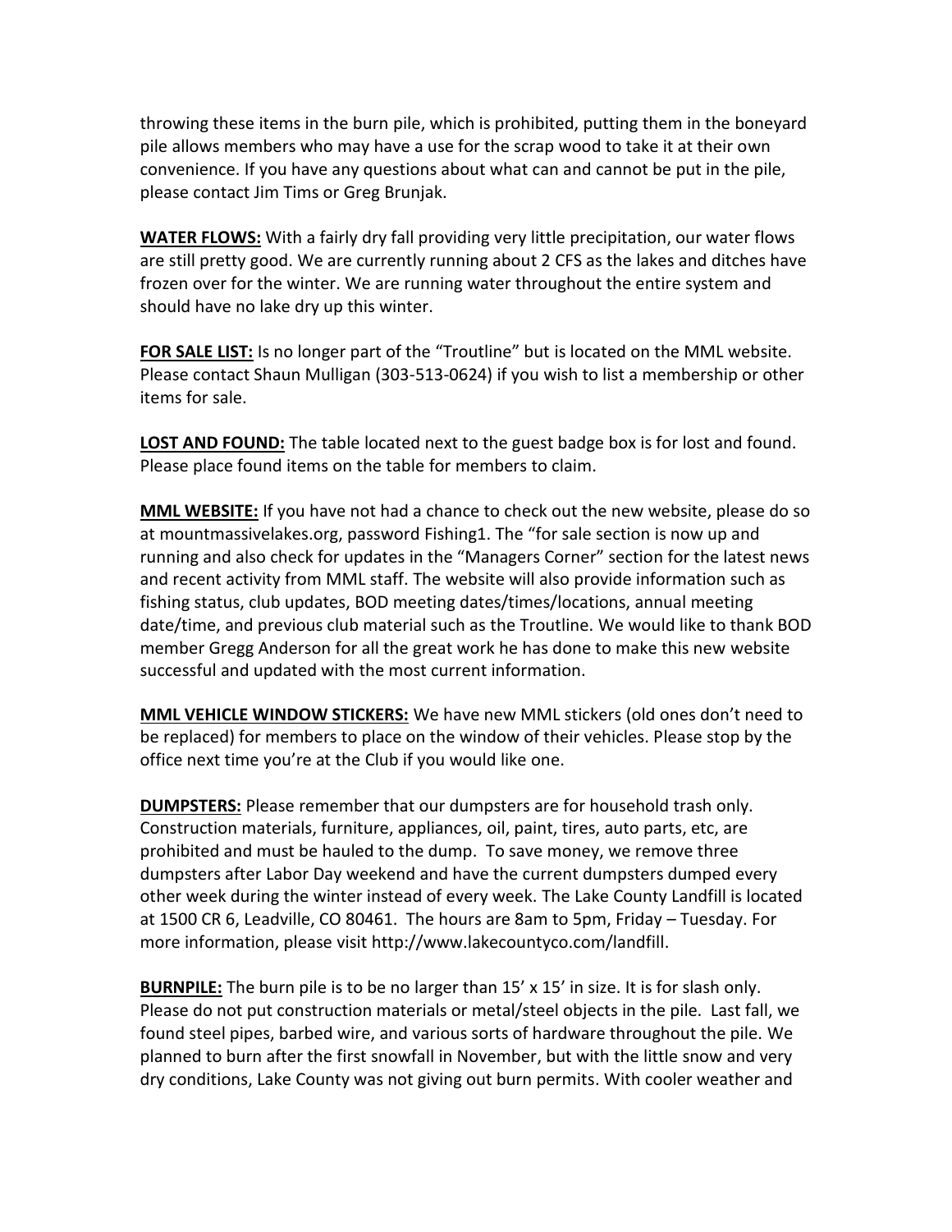throwing these items in the burn pile, which is prohibited, putting them in the boneyard pile allows members who may have a use for the scrap wood to take it at their own convenience. If you have any questions about what can and cannot be put in the pile, please contact Jim Tims or Greg Brunjak.

**WATER FLOWS:** With a fairly dry fall providing very little precipitation, our water flows are still pretty good. We are currently running about 2 CFS as the lakes and ditches have frozen over for the winter. We are running water throughout the entire system and should have no lake dry up this winter.

**FOR SALE LIST:** Is no longer part of the "Troutline" but is located on the MML website. Please contact Shaun Mulligan (303-513-0624) if you wish to list a membership or other items for sale.

**LOST AND FOUND:** The table located next to the guest badge box is for lost and found. Please place found items on the table for members to claim.

**MML WEBSITE:** If you have not had a chance to check out the new website, please do so at mountmassivelakes.org, password Fishing1. The "for sale section is now up and running and also check for updates in the "Managers Corner" section for the latest news and recent activity from MML staff. The website will also provide information such as fishing status, club updates, BOD meeting dates/times/locations, annual meeting date/time, and previous club material such as the Troutline. We would like to thank BOD member Gregg Anderson for all the great work he has done to make this new website successful and updated with the most current information.

**MML VEHICLE WINDOW STICKERS:** We have new MML stickers (old ones don't need to be replaced) for members to place on the window of their vehicles. Please stop by the office next time you're at the Club if you would like one.

**DUMPSTERS:** Please remember that our dumpsters are for household trash only. Construction materials, furniture, appliances, oil, paint, tires, auto parts, etc, are prohibited and must be hauled to the dump. To save money, we remove three dumpsters after Labor Day weekend and have the current dumpsters dumped every other week during the winter instead of every week. The Lake County Landfill is located at 1500 CR 6, Leadville, CO 80461. The hours are 8am to 5pm, Friday – Tuesday. For more information, please visit http://www.lakecountyco.com/landfill.

**BURNPILE:** The burn pile is to be no larger than 15' x 15' in size. It is for slash only. Please do not put construction materials or metal/steel objects in the pile. Last fall, we found steel pipes, barbed wire, and various sorts of hardware throughout the pile. We planned to burn after the first snowfall in November, but with the little snow and very dry conditions, Lake County was not giving out burn permits. With cooler weather and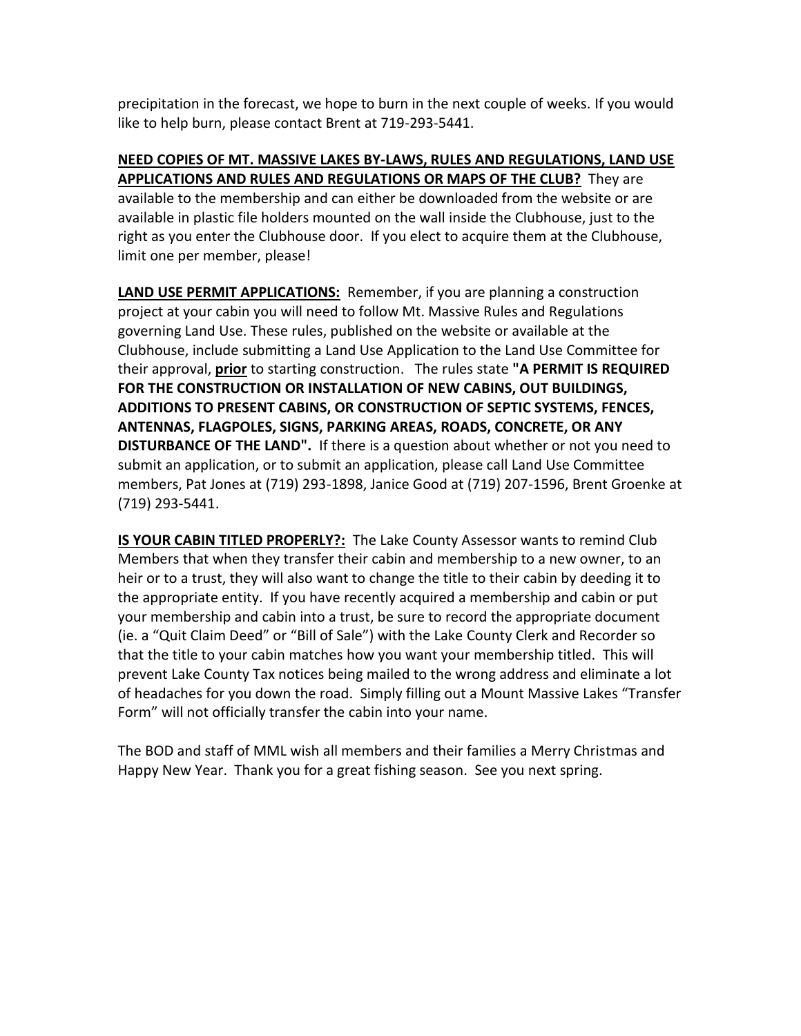precipitation in the forecast, we hope to burn in the next couple of weeks. If you would like to help burn, please contact Brent at 719-293-5441.

**NEED COPIES OF MT. MASSIVE LAKES BY-LAWS, RULES AND REGULATIONS, LAND USE APPLICATIONS AND RULES AND REGULATIONS OR MAPS OF THE CLUB?** They are available to the membership and can either be downloaded from the website or are available in plastic file holders mounted on the wall inside the Clubhouse, just to the right as you enter the Clubhouse door. If you elect to acquire them at the Clubhouse, limit one per member, please!

**LAND USE PERMIT APPLICATIONS:** Remember, if you are planning a construction project at your cabin you will need to follow Mt. Massive Rules and Regulations governing Land Use. These rules, published on the website or available at the Clubhouse, include submitting a Land Use Application to the Land Use Committee for their approval, **prior** to starting construction. The rules state **"A PERMIT IS REQUIRED FOR THE CONSTRUCTION OR INSTALLATION OF NEW CABINS, OUT BUILDINGS, ADDITIONS TO PRESENT CABINS, OR CONSTRUCTION OF SEPTIC SYSTEMS, FENCES, ANTENNAS, FLAGPOLES, SIGNS, PARKING AREAS, ROADS, CONCRETE, OR ANY DISTURBANCE OF THE LAND".** If there is a question about whether or not you need to submit an application, or to submit an application, please call Land Use Committee members, Pat Jones at (719) 293-1898, Janice Good at (719) 207-1596, Brent Groenke at (719) 293-5441.

**IS YOUR CABIN TITLED PROPERLY?:** The Lake County Assessor wants to remind Club Members that when they transfer their cabin and membership to a new owner, to an heir or to a trust, they will also want to change the title to their cabin by deeding it to the appropriate entity. If you have recently acquired a membership and cabin or put your membership and cabin into a trust, be sure to record the appropriate document (ie. a "Quit Claim Deed" or "Bill of Sale") with the Lake County Clerk and Recorder so that the title to your cabin matches how you want your membership titled. This will prevent Lake County Tax notices being mailed to the wrong address and eliminate a lot of headaches for you down the road. Simply filling out a Mount Massive Lakes "Transfer Form" will not officially transfer the cabin into your name.

The BOD and staff of MML wish all members and their families a Merry Christmas and Happy New Year. Thank you for a great fishing season. See you next spring.